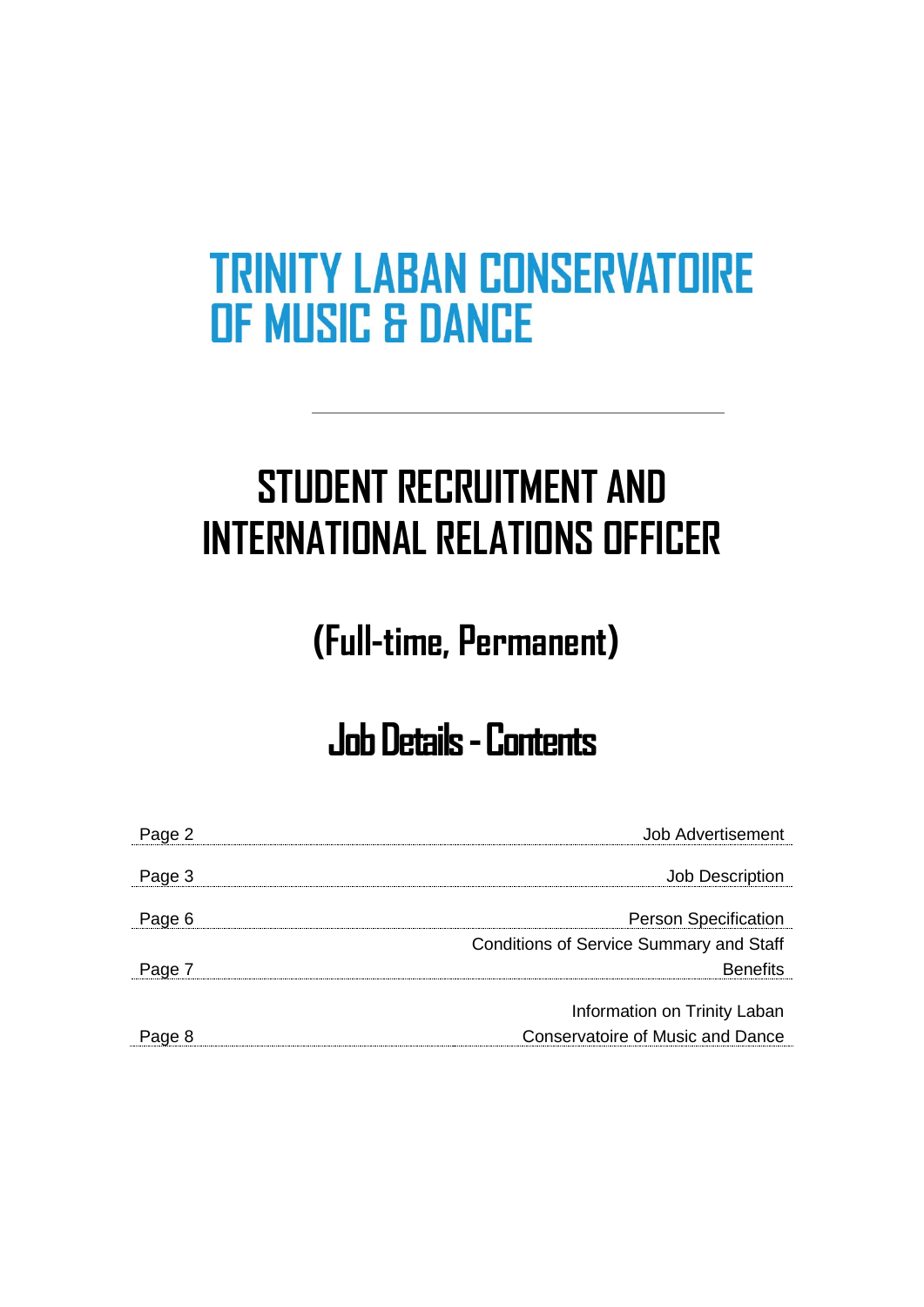# TRINITY LABAN CONSERVATOIRE OF MUSIC & DANCE

# STUDENT RECRUITMENT AND INTERNATIONAL RELATIONS OFFICER

## (Full-time, Permanent)

## Job Details - Contents

| Page | Section |
|---|---|
| Page 2 | Job Advertisement |
| Page 3 | Job Description |
| Page 6 | Person Specification |
| Page 7 | Conditions of Service Summary and Staff Benefits |
| Page 8 | Information on Trinity Laban Conservatoire of Music and Dance |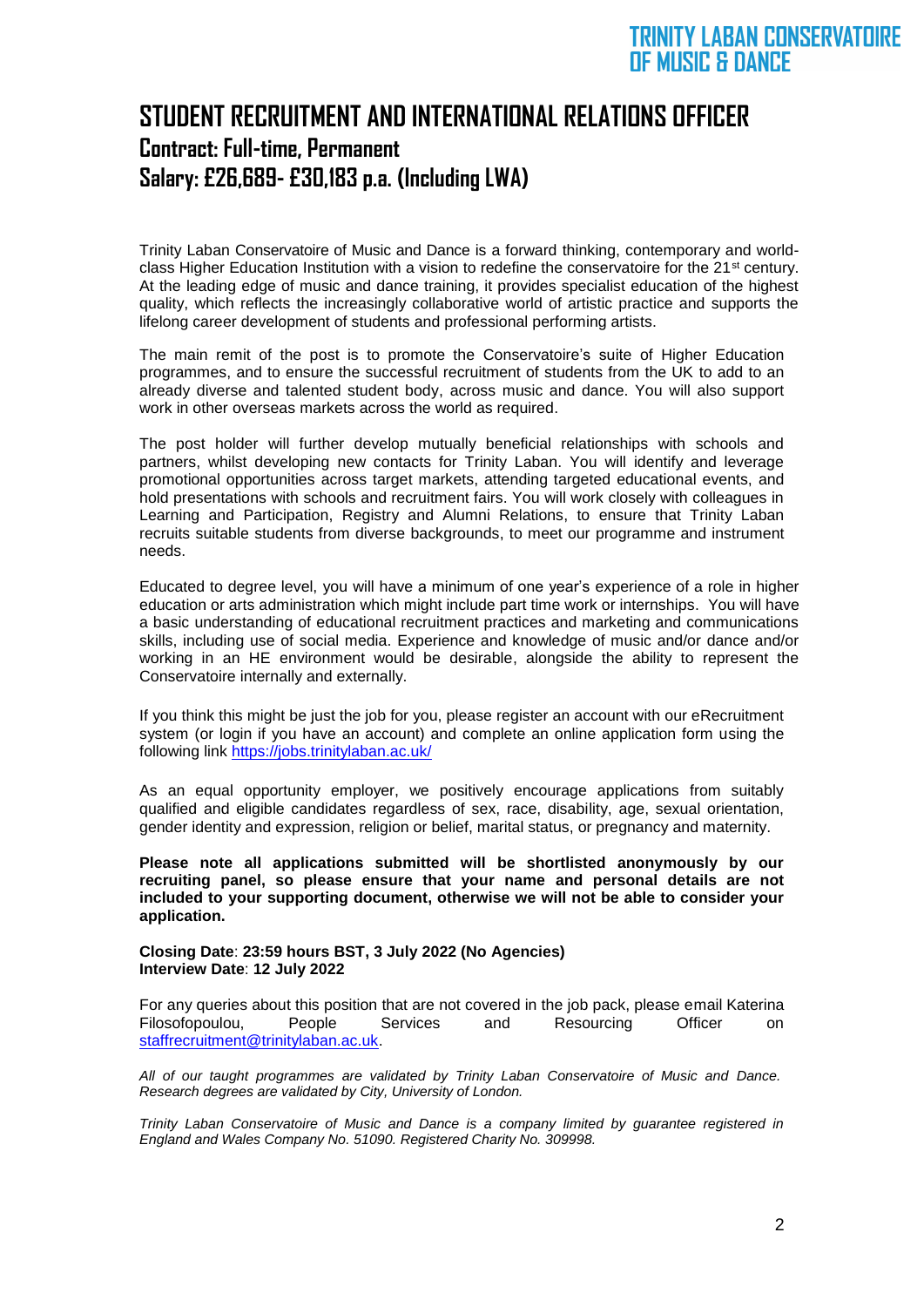# STUDENT RECRUITMENT AND INTERNATIONAL RELATIONS OFFICER

## Contract: Full-time, Permanent

## Salary: £26,689- £30,183 p.a. (Including LWA)

Trinity Laban Conservatoire of Music and Dance is a forward thinking, contemporary and world-class Higher Education Institution with a vision to redefine the conservatoire for the 21st century. At the leading edge of music and dance training, it provides specialist education of the highest quality, which reflects the increasingly collaborative world of artistic practice and supports the lifelong career development of students and professional performing artists.

The main remit of the post is to promote the Conservatoire's suite of Higher Education programmes, and to ensure the successful recruitment of students from the UK to add to an already diverse and talented student body, across music and dance. You will also support work in other overseas markets across the world as required.

The post holder will further develop mutually beneficial relationships with schools and partners, whilst developing new contacts for Trinity Laban. You will identify and leverage promotional opportunities across target markets, attending targeted educational events, and hold presentations with schools and recruitment fairs. You will work closely with colleagues in Learning and Participation, Registry and Alumni Relations, to ensure that Trinity Laban recruits suitable students from diverse backgrounds, to meet our programme and instrument needs.

Educated to degree level, you will have a minimum of one year's experience of a role in higher education or arts administration which might include part time work or internships. You will have a basic understanding of educational recruitment practices and marketing and communications skills, including use of social media. Experience and knowledge of music and/or dance and/or working in an HE environment would be desirable, alongside the ability to represent the Conservatoire internally and externally.

If you think this might be just the job for you, please register an account with our eRecruitment system (or login if you have an account) and complete an online application form using the following link https://jobs.trinitylaban.ac.uk/

As an equal opportunity employer, we positively encourage applications from suitably qualified and eligible candidates regardless of sex, race, disability, age, sexual orientation, gender identity and expression, religion or belief, marital status, or pregnancy and maternity.

**Please note all applications submitted will be shortlisted anonymously by our recruiting panel, so please ensure that your name and personal details are not included to your supporting document, otherwise we will not be able to consider your application.**

**Closing Date**: **23:59 hours BST, 3 July 2022 (No Agencies)**
**Interview Date**: **12 July 2022**

For any queries about this position that are not covered in the job pack, please email Katerina Filosofopoulou, People Services and Resourcing Officer on staffrecruitment@trinitylaban.ac.uk.

*All of our taught programmes are validated by Trinity Laban Conservatoire of Music and Dance. Research degrees are validated by City, University of London.*

*Trinity Laban Conservatoire of Music and Dance is a company limited by guarantee registered in England and Wales Company No. 51090. Registered Charity No. 309998.*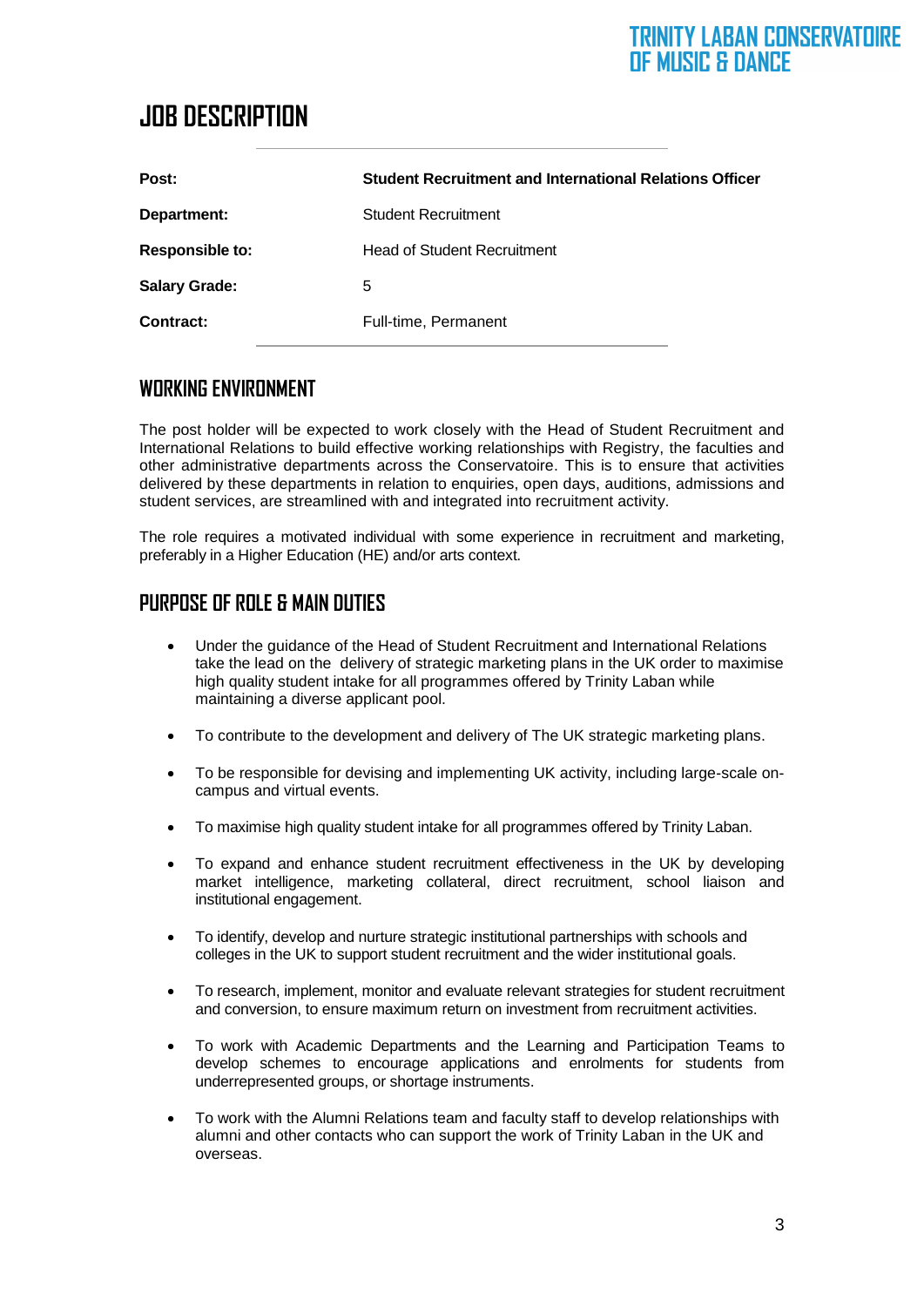TRINITY LABAN CONSERVATOIRE OF MUSIC & DANCE

# JOB DESCRIPTION

| **Post:** | **Student Recruitment and International Relations Officer** |
|---|---|
| **Department:** | Student Recruitment |
| **Responsible to:** | Head of Student Recruitment |
| **Salary Grade:** | 5 |
| **Contract:** | Full-time, Permanent |

## WORKING ENVIRONMENT

The post holder will be expected to work closely with the Head of Student Recruitment and International Relations to build effective working relationships with Registry, the faculties and other administrative departments across the Conservatoire. This is to ensure that activities delivered by these departments in relation to enquiries, open days, auditions, admissions and student services, are streamlined with and integrated into recruitment activity.

The role requires a motivated individual with some experience in recruitment and marketing, preferably in a Higher Education (HE) and/or arts context.

## PURPOSE OF ROLE & MAIN DUTIES

- Under the guidance of the Head of Student Recruitment and International Relations take the lead on the delivery of strategic marketing plans in the UK order to maximise high quality student intake for all programmes offered by Trinity Laban while maintaining a diverse applicant pool.
- To contribute to the development and delivery of The UK strategic marketing plans.
- To be responsible for devising and implementing UK activity, including large-scale on-campus and virtual events.
- To maximise high quality student intake for all programmes offered by Trinity Laban.
- To expand and enhance student recruitment effectiveness in the UK by developing market intelligence, marketing collateral, direct recruitment, school liaison and institutional engagement.
- To identify, develop and nurture strategic institutional partnerships with schools and colleges in the UK to support student recruitment and the wider institutional goals.
- To research, implement, monitor and evaluate relevant strategies for student recruitment and conversion, to ensure maximum return on investment from recruitment activities.
- To work with Academic Departments and the Learning and Participation Teams to develop schemes to encourage applications and enrolments for students from underrepresented groups, or shortage instruments.
- To work with the Alumni Relations team and faculty staff to develop relationships with alumni and other contacts who can support the work of Trinity Laban in the UK and overseas.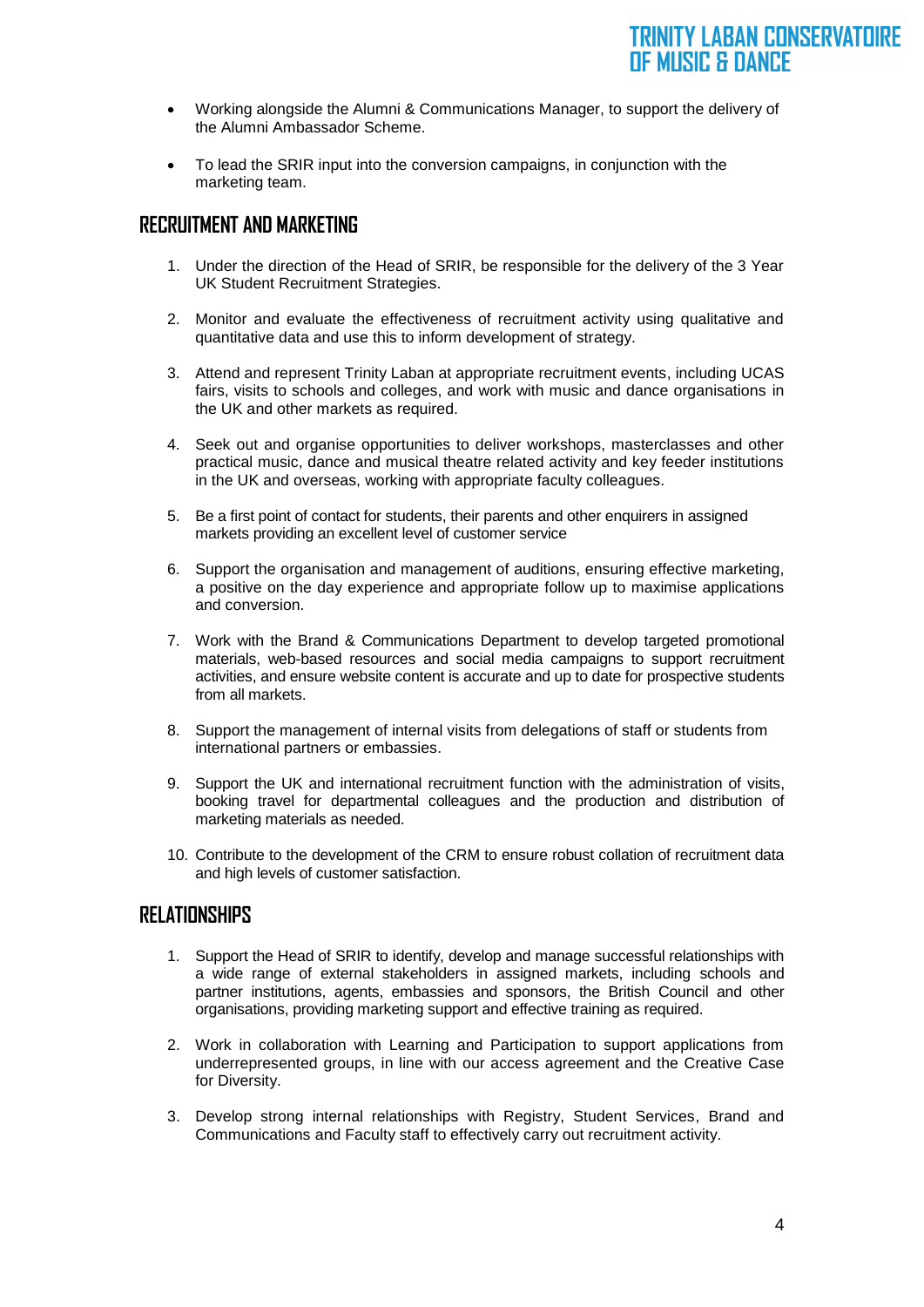- Working alongside the Alumni & Communications Manager, to support the delivery of the Alumni Ambassador Scheme.

- To lead the SRIR input into the conversion campaigns, in conjunction with the marketing team.

## RECRUITMENT AND MARKETING

1. Under the direction of the Head of SRIR, be responsible for the delivery of the 3 Year UK Student Recruitment Strategies.

2. Monitor and evaluate the effectiveness of recruitment activity using qualitative and quantitative data and use this to inform development of strategy.

3. Attend and represent Trinity Laban at appropriate recruitment events, including UCAS fairs, visits to schools and colleges, and work with music and dance organisations in the UK and other markets as required.

4. Seek out and organise opportunities to deliver workshops, masterclasses and other practical music, dance and musical theatre related activity and key feeder institutions in the UK and overseas, working with appropriate faculty colleagues.

5. Be a first point of contact for students, their parents and other enquirers in assigned markets providing an excellent level of customer service

6. Support the organisation and management of auditions, ensuring effective marketing, a positive on the day experience and appropriate follow up to maximise applications and conversion.

7. Work with the Brand & Communications Department to develop targeted promotional materials, web-based resources and social media campaigns to support recruitment activities, and ensure website content is accurate and up to date for prospective students from all markets.

8. Support the management of internal visits from delegations of staff or students from international partners or embassies.

9. Support the UK and international recruitment function with the administration of visits, booking travel for departmental colleagues and the production and distribution of marketing materials as needed.

10. Contribute to the development of the CRM to ensure robust collation of recruitment data and high levels of customer satisfaction.

## RELATIONSHIPS

1. Support the Head of SRIR to identify, develop and manage successful relationships with a wide range of external stakeholders in assigned markets, including schools and partner institutions, agents, embassies and sponsors, the British Council and other organisations, providing marketing support and effective training as required.

2. Work in collaboration with Learning and Participation to support applications from underrepresented groups, in line with our access agreement and the Creative Case for Diversity.

3. Develop strong internal relationships with Registry, Student Services, Brand and Communications and Faculty staff to effectively carry out recruitment activity.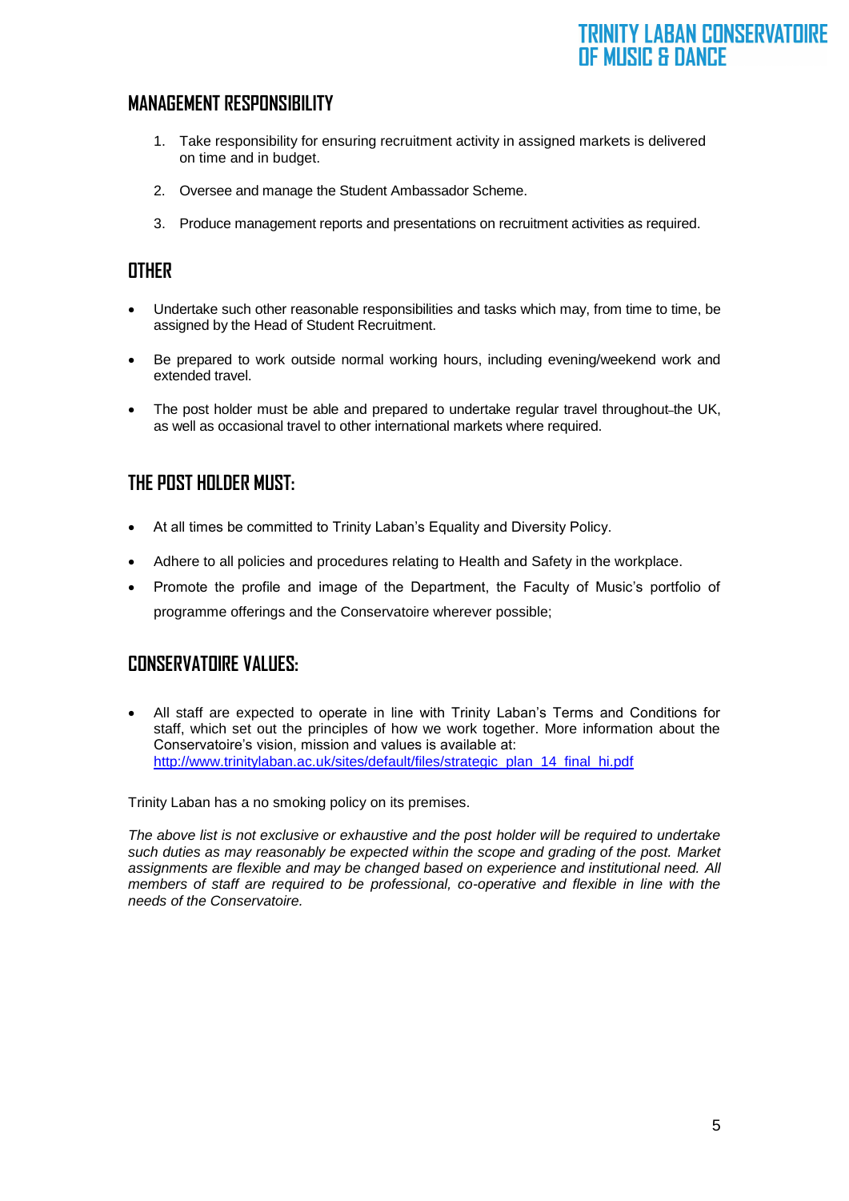## MANAGEMENT RESPONSIBILITY

1. Take responsibility for ensuring recruitment activity in assigned markets is delivered on time and in budget.
2. Oversee and manage the Student Ambassador Scheme.
3. Produce management reports and presentations on recruitment activities as required.

## OTHER

- Undertake such other reasonable responsibilities and tasks which may, from time to time, be assigned by the Head of Student Recruitment.
- Be prepared to work outside normal working hours, including evening/weekend work and extended travel.
- The post holder must be able and prepared to undertake regular travel throughout the UK, as well as occasional travel to other international markets where required.

## THE POST HOLDER MUST:

- At all times be committed to Trinity Laban's Equality and Diversity Policy.
- Adhere to all policies and procedures relating to Health and Safety in the workplace.
- Promote the profile and image of the Department, the Faculty of Music's portfolio of programme offerings and the Conservatoire wherever possible;

## CONSERVATOIRE VALUES:

- All staff are expected to operate in line with Trinity Laban's Terms and Conditions for staff, which set out the principles of how we work together. More information about the Conservatoire's vision, mission and values is available at: http://www.trinitylaban.ac.uk/sites/default/files/strategic_plan_14_final_hi.pdf

Trinity Laban has a no smoking policy on its premises.

*The above list is not exclusive or exhaustive and the post holder will be required to undertake such duties as may reasonably be expected within the scope and grading of the post. Market assignments are flexible and may be changed based on experience and institutional need. All members of staff are required to be professional, co-operative and flexible in line with the needs of the Conservatoire.*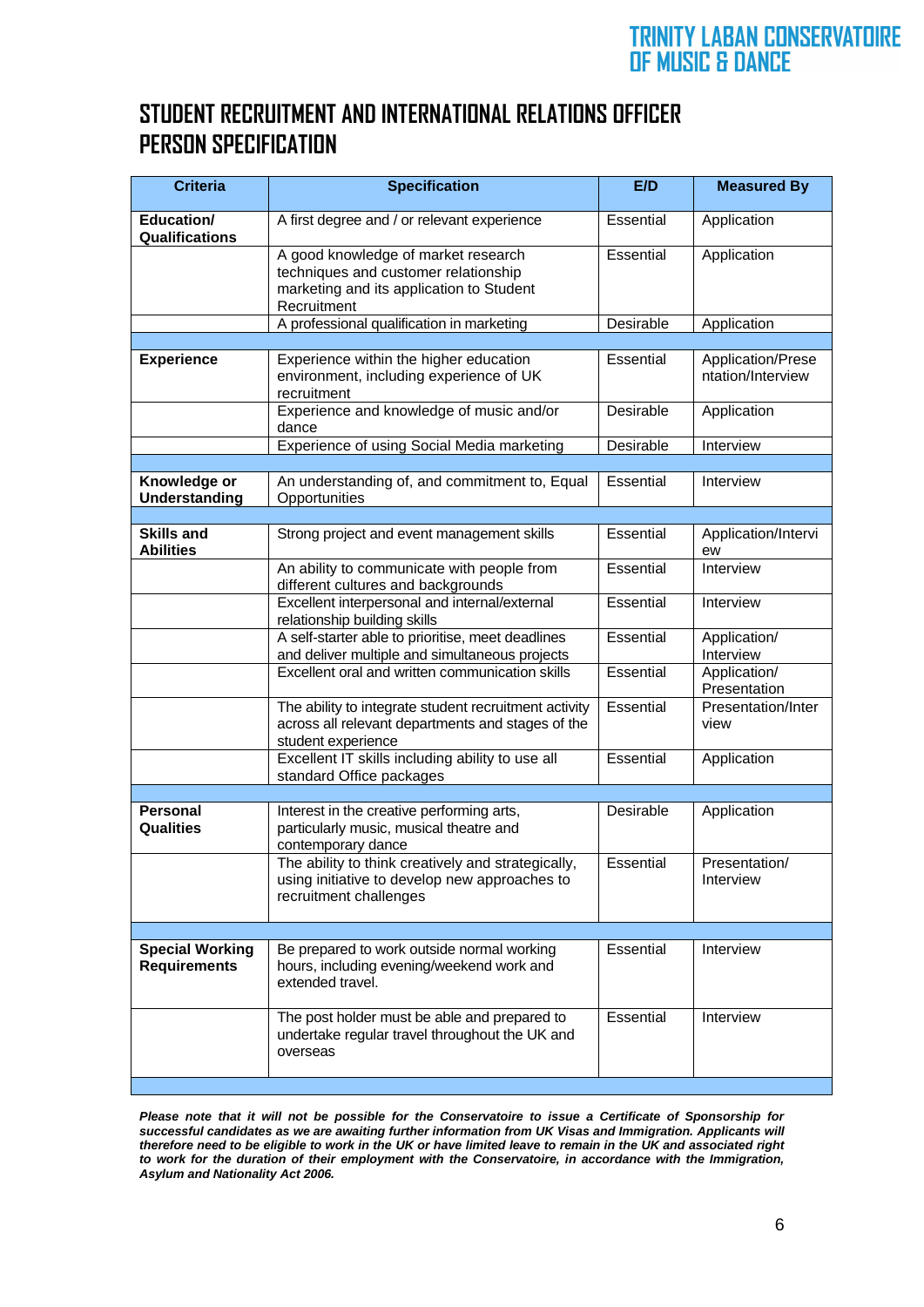TRINITY LABAN CONSERVATOIRE OF MUSIC & DANCE

# STUDENT RECRUITMENT AND INTERNATIONAL RELATIONS OFFICER PERSON SPECIFICATION

| Criteria | Specification | E/D | Measured By |
|---|---|---|---|
| **Education/ Qualifications** | A first degree and / or relevant experience | Essential | Application |
| | A good knowledge of market research techniques and customer relationship marketing and its application to Student Recruitment | Essential | Application |
| | A professional qualification in marketing | Desirable | Application |
| | | | |
| **Experience** | Experience within the higher education environment, including experience of UK recruitment | Essential | Application/Presentation/Interview |
| | Experience and knowledge of music and/or dance | Desirable | Application |
| | Experience of using Social Media marketing | Desirable | Interview |
| | | | |
| **Knowledge or Understanding** | An understanding of, and commitment to, Equal Opportunities | Essential | Interview |
| | | | |
| **Skills and Abilities** | Strong project and event management skills | Essential | Application/Interview |
| | An ability to communicate with people from different cultures and backgrounds | Essential | Interview |
| | Excellent interpersonal and internal/external relationship building skills | Essential | Interview |
| | A self-starter able to prioritise, meet deadlines and deliver multiple and simultaneous projects | Essential | Application/ Interview |
| | Excellent oral and written communication skills | Essential | Application/ Presentation |
| | The ability to integrate student recruitment activity across all relevant departments and stages of the student experience | Essential | Presentation/Interview |
| | Excellent IT skills including ability to use all standard Office packages | Essential | Application |
| | | | |
| **Personal Qualities** | Interest in the creative performing arts, particularly music, musical theatre and contemporary dance | Desirable | Application |
| | The ability to think creatively and strategically, using initiative to develop new approaches to recruitment challenges | Essential | Presentation/ Interview |
| | | | |
| **Special Working Requirements** | Be prepared to work outside normal working hours, including evening/weekend work and extended travel. | Essential | Interview |
| | The post holder must be able and prepared to undertake regular travel throughout the UK and overseas | Essential | Interview |

***Please note that it will not be possible for the Conservatoire to issue a Certificate of Sponsorship for successful candidates as we are awaiting further information from UK Visas and Immigration. Applicants will therefore need to be eligible to work in the UK or have limited leave to remain in the UK and associated right to work for the duration of their employment with the Conservatoire, in accordance with the Immigration, Asylum and Nationality Act 2006.***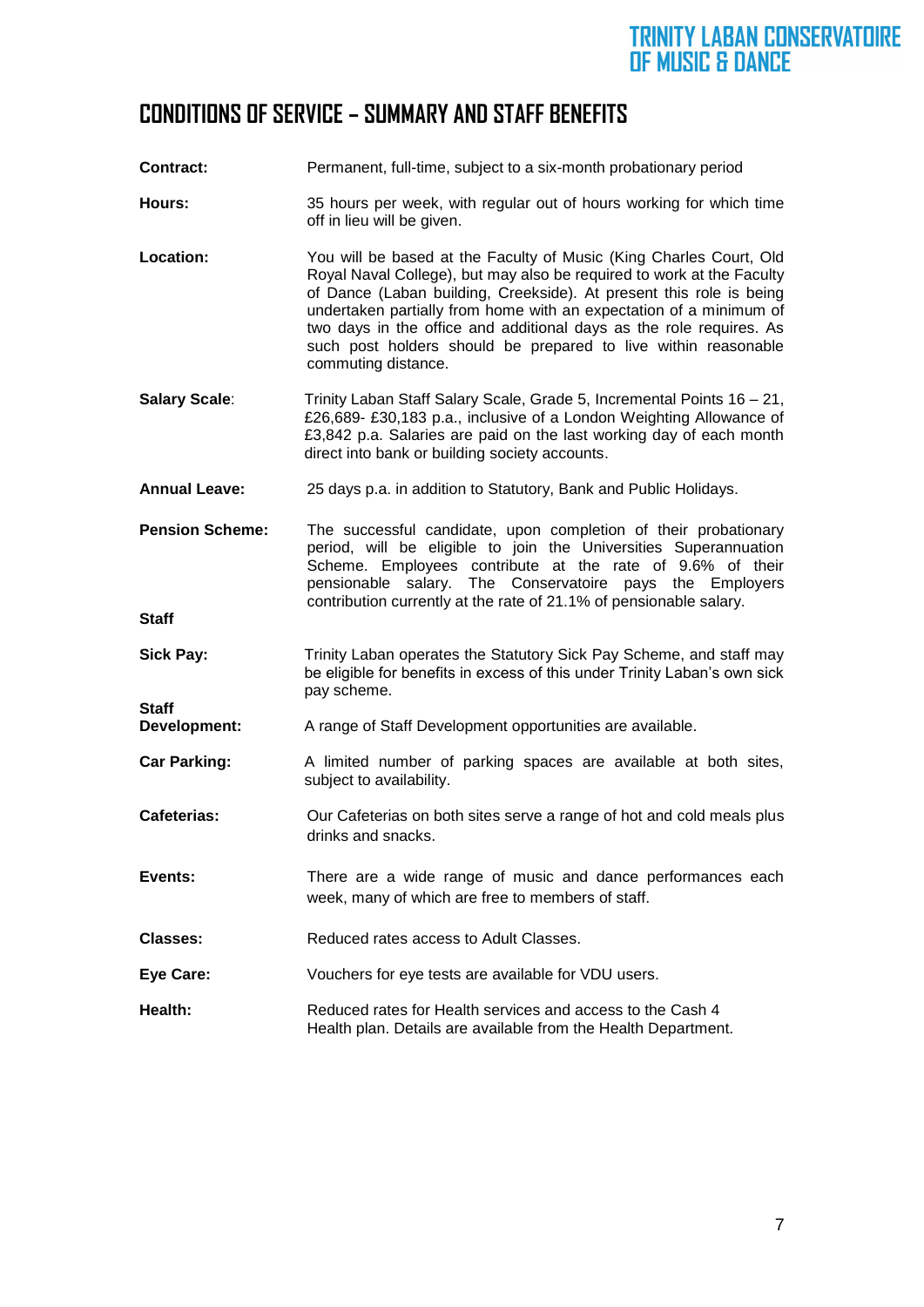## CONDITIONS OF SERVICE – SUMMARY AND STAFF BENEFITS

**Contract:** Permanent, full-time, subject to a six-month probationary period

**Hours:** 35 hours per week, with regular out of hours working for which time off in lieu will be given.

**Location:** You will be based at the Faculty of Music (King Charles Court, Old Royal Naval College), but may also be required to work at the Faculty of Dance (Laban building, Creekside). At present this role is being undertaken partially from home with an expectation of a minimum of two days in the office and additional days as the role requires. As such post holders should be prepared to live within reasonable commuting distance.

**Salary Scale**: Trinity Laban Staff Salary Scale, Grade 5, Incremental Points 16 – 21, £26,689- £30,183 p.a., inclusive of a London Weighting Allowance of £3,842 p.a. Salaries are paid on the last working day of each month direct into bank or building society accounts.

**Annual Leave:** 25 days p.a. in addition to Statutory, Bank and Public Holidays.

**Pension Scheme:** The successful candidate, upon completion of their probationary period, will be eligible to join the Universities Superannuation Scheme. Employees contribute at the rate of 9.6% of their pensionable salary. The Conservatoire pays the Employers contribution currently at the rate of 21.1% of pensionable salary.

**Staff**

**Sick Pay:** Trinity Laban operates the Statutory Sick Pay Scheme, and staff may be eligible for benefits in excess of this under Trinity Laban's own sick pay scheme.

**Staff Development:** A range of Staff Development opportunities are available.

**Car Parking:** A limited number of parking spaces are available at both sites, subject to availability.

**Cafeterias:** Our Cafeterias on both sites serve a range of hot and cold meals plus drinks and snacks.

**Events:** There are a wide range of music and dance performances each week, many of which are free to members of staff.

**Classes:** Reduced rates access to Adult Classes.

**Eye Care:** Vouchers for eye tests are available for VDU users.

**Health:** Reduced rates for Health services and access to the Cash 4 Health plan. Details are available from the Health Department.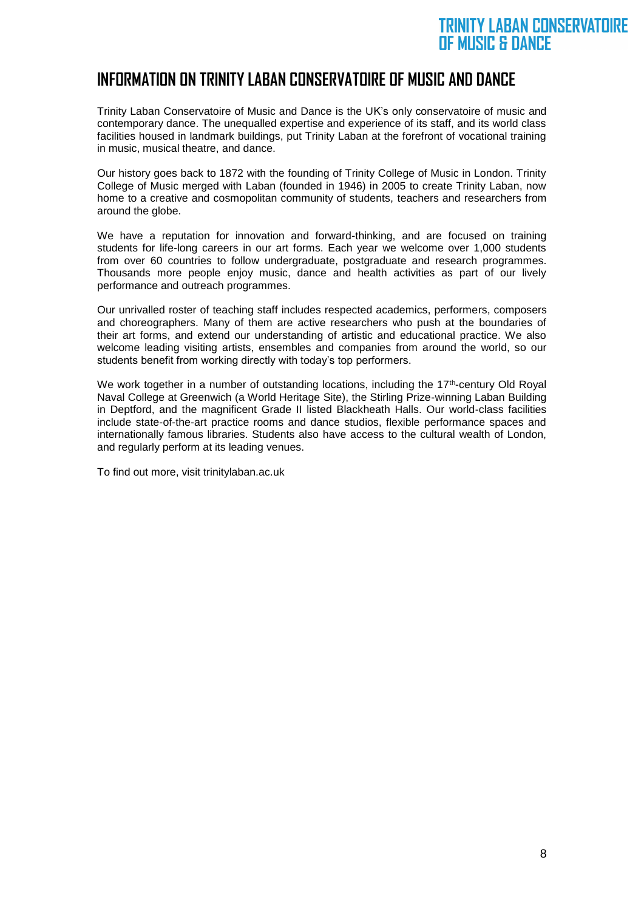# INFORMATION ON TRINITY LABAN CONSERVATOIRE OF MUSIC AND DANCE

Trinity Laban Conservatoire of Music and Dance is the UK's only conservatoire of music and contemporary dance. The unequalled expertise and experience of its staff, and its world class facilities housed in landmark buildings, put Trinity Laban at the forefront of vocational training in music, musical theatre, and dance.

Our history goes back to 1872 with the founding of Trinity College of Music in London. Trinity College of Music merged with Laban (founded in 1946) in 2005 to create Trinity Laban, now home to a creative and cosmopolitan community of students, teachers and researchers from around the globe.

We have a reputation for innovation and forward-thinking, and are focused on training students for life-long careers in our art forms. Each year we welcome over 1,000 students from over 60 countries to follow undergraduate, postgraduate and research programmes. Thousands more people enjoy music, dance and health activities as part of our lively performance and outreach programmes.

Our unrivalled roster of teaching staff includes respected academics, performers, composers and choreographers. Many of them are active researchers who push at the boundaries of their art forms, and extend our understanding of artistic and educational practice. We also welcome leading visiting artists, ensembles and companies from around the world, so our students benefit from working directly with today's top performers.

We work together in a number of outstanding locations, including the 17th-century Old Royal Naval College at Greenwich (a World Heritage Site), the Stirling Prize-winning Laban Building in Deptford, and the magnificent Grade II listed Blackheath Halls. Our world-class facilities include state-of-the-art practice rooms and dance studios, flexible performance spaces and internationally famous libraries. Students also have access to the cultural wealth of London, and regularly perform at its leading venues.

To find out more, visit trinitylaban.ac.uk